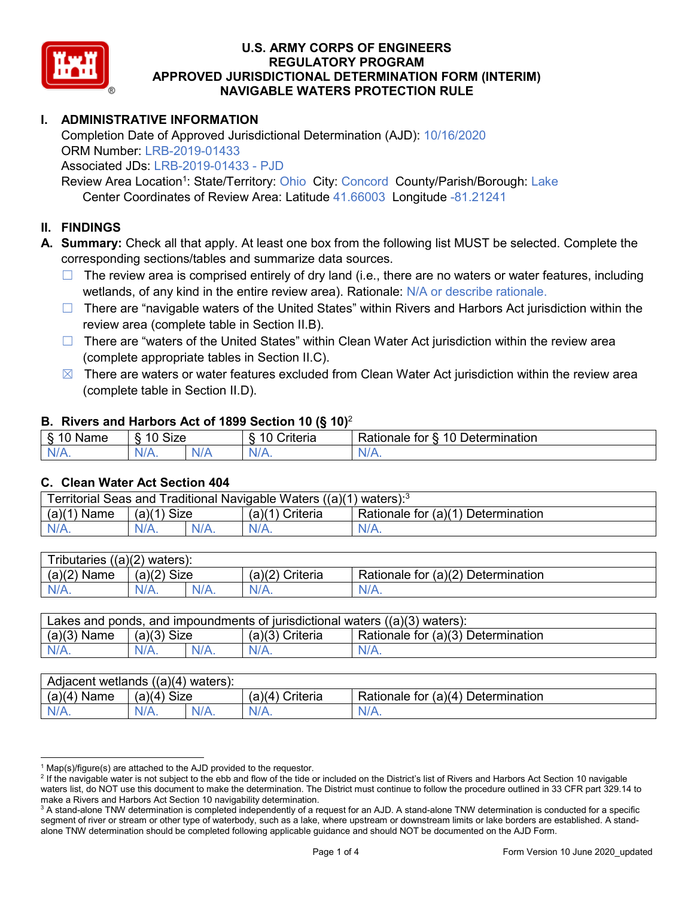# U.S. ARMY CORPS OF ENGINEERS
# REGULATORY PROGRAM
# APPROVED JURISDICTIONAL DETERMINATION FORM (INTERIM)
# NAVIGABLE WATERS PROTECTION RULE

## I. ADMINISTRATIVE INFORMATION

Completion Date of Approved Jurisdictional Determination (AJD): 10/16/2020
ORM Number: LRB-2019-01433
Associated JDs: LRB-2019-01433 - PJD
Review Area Location[1]: State/Territory: Ohio City: Concord County/Parish/Borough: Lake
Center Coordinates of Review Area: Latitude 41.66003 Longitude -81.21241

## II. FINDINGS

**A. Summary:** Check all that apply. At least one box from the following list MUST be selected. Complete the corresponding sections/tables and summarize data sources.

- ☐ The review area is comprised entirely of dry land (i.e., there are no waters or water features, including wetlands, of any kind in the entire review area). Rationale: N/A or describe rationale.
- ☐ There are "navigable waters of the United States" within Rivers and Harbors Act jurisdiction within the review area (complete table in Section II.B).
- ☐ There are "waters of the United States" within Clean Water Act jurisdiction within the review area (complete appropriate tables in Section II.C).
- ☒ There are waters or water features excluded from Clean Water Act jurisdiction within the review area (complete table in Section II.D).

### B. Rivers and Harbors Act of 1899 Section 10 (§ 10)[2]

| § 10 Name | § 10 Size | | § 10 Criteria | Rationale for § 10 Determination |
|---|---|---|---|---|
| N/A. | N/A. | N/A | N/A. | N/A. |

### C. Clean Water Act Section 404

| Territorial Seas and Traditional Navigable Waters ((a)(1) waters):[3] | | | | |
|---|---|---|---|---|
| (a)(1) Name | (a)(1) Size | | (a)(1) Criteria | Rationale for (a)(1) Determination |
| N/A. | N/A. | N/A. | N/A. | N/A. |

| Tributaries ((a)(2) waters): | | | | |
|---|---|---|---|---|
| (a)(2) Name | (a)(2) Size | | (a)(2) Criteria | Rationale for (a)(2) Determination |
| N/A. | N/A. | N/A. | N/A. | N/A. |

| Lakes and ponds, and impoundments of jurisdictional waters ((a)(3) waters): | | | | |
|---|---|---|---|---|
| (a)(3) Name | (a)(3) Size | | (a)(3) Criteria | Rationale for (a)(3) Determination |
| N/A. | N/A. | N/A. | N/A. | N/A. |

| Adjacent wetlands ((a)(4) waters): | | | | |
|---|---|---|---|---|
| (a)(4) Name | (a)(4) Size | | (a)(4) Criteria | Rationale for (a)(4) Determination |
| N/A. | N/A. | N/A. | N/A. | N/A. |

---

[1] Map(s)/figure(s) are attached to the AJD provided to the requestor.

[2] If the navigable water is not subject to the ebb and flow of the tide or included on the District's list of Rivers and Harbors Act Section 10 navigable waters list, do NOT use this document to make the determination. The District must continue to follow the procedure outlined in 33 CFR part 329.14 to make a Rivers and Harbors Act Section 10 navigability determination.

[3] A stand-alone TNW determination is completed independently of a request for an AJD. A stand-alone TNW determination is conducted for a specific segment of river or stream or other type of waterbody, such as a lake, where upstream or downstream limits or lake borders are established. A stand-alone TNW determination should be completed following applicable guidance and should NOT be documented on the AJD Form.

Form Version 10 June 2020_updated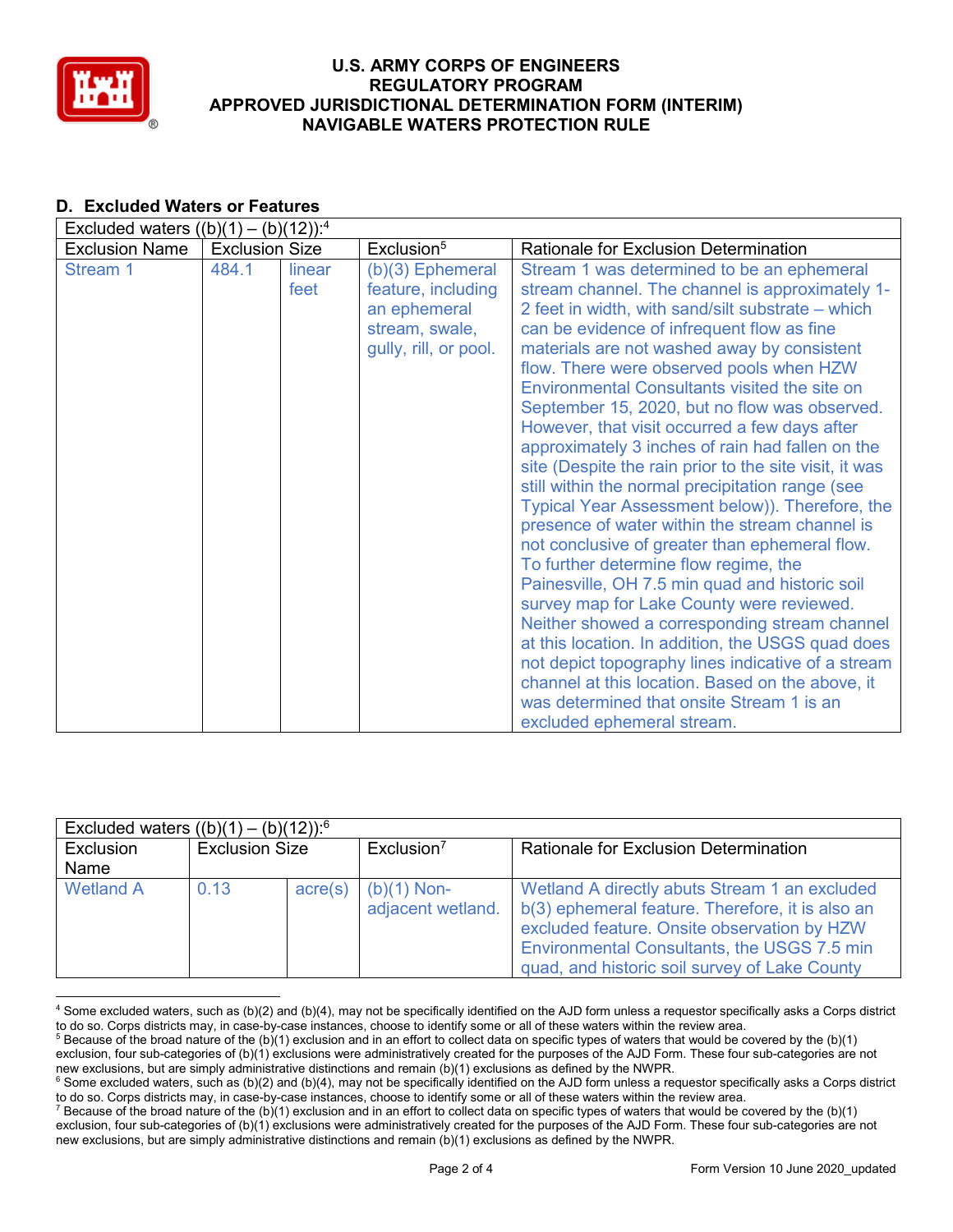## D. Excluded Waters or Features

| Excluded waters ((b)(1) – (b)(12)):[4] | | | | |
|---|---|---|---|---|
| Exclusion Name | Exclusion Size | | Exclusion[5] | Rationale for Exclusion Determination |
| Stream 1 | 484.1 | linear feet | (b)(3) Ephemeral feature, including an ephemeral stream, swale, gully, rill, or pool. | Stream 1 was determined to be an ephemeral stream channel. The channel is approximately 1-2 feet in width, with sand/silt substrate – which can be evidence of infrequent flow as fine materials are not washed away by consistent flow. There were observed pools when HZW Environmental Consultants visited the site on September 15, 2020, but no flow was observed. However, that visit occurred a few days after approximately 3 inches of rain had fallen on the site (Despite the rain prior to the site visit, it was still within the normal precipitation range (see Typical Year Assessment below)). Therefore, the presence of water within the stream channel is not conclusive of greater than ephemeral flow. To further determine flow regime, the Painesville, OH 7.5 min quad and historic soil survey map for Lake County were reviewed. Neither showed a corresponding stream channel at this location. In addition, the USGS quad does not depict topography lines indicative of a stream channel at this location. Based on the above, it was determined that onsite Stream 1 is an excluded ephemeral stream. |

| Excluded waters ((b)(1) – (b)(12)):[6] | | | | |
|---|---|---|---|---|
| Exclusion Name | Exclusion Size | | Exclusion[7] | Rationale for Exclusion Determination |
| Wetland A | 0.13 | acre(s) | (b)(1) Non-adjacent wetland. | Wetland A directly abuts Stream 1 an excluded b(3) ephemeral feature. Therefore, it is also an excluded feature. Onsite observation by HZW Environmental Consultants, the USGS 7.5 min quad, and historic soil survey of Lake County |

[4] Some excluded waters, such as (b)(2) and (b)(4), may not be specifically identified on the AJD form unless a requestor specifically asks a Corps district to do so. Corps districts may, in case-by-case instances, choose to identify some or all of these waters within the review area.
[5] Because of the broad nature of the (b)(1) exclusion and in an effort to collect data on specific types of waters that would be covered by the (b)(1) exclusion, four sub-categories of (b)(1) exclusions were administratively created for the purposes of the AJD Form. These four sub-categories are not new exclusions, but are simply administrative distinctions and remain (b)(1) exclusions as defined by the NWPR.
[6] Some excluded waters, such as (b)(2) and (b)(4), may not be specifically identified on the AJD form unless a requestor specifically asks a Corps district to do so. Corps districts may, in case-by-case instances, choose to identify some or all of these waters within the review area.
[7] Because of the broad nature of the (b)(1) exclusion and in an effort to collect data on specific types of waters that would be covered by the (b)(1) exclusion, four sub-categories of (b)(1) exclusions were administratively created for the purposes of the AJD Form. These four sub-categories are not new exclusions, but are simply administrative distinctions and remain (b)(1) exclusions as defined by the NWPR.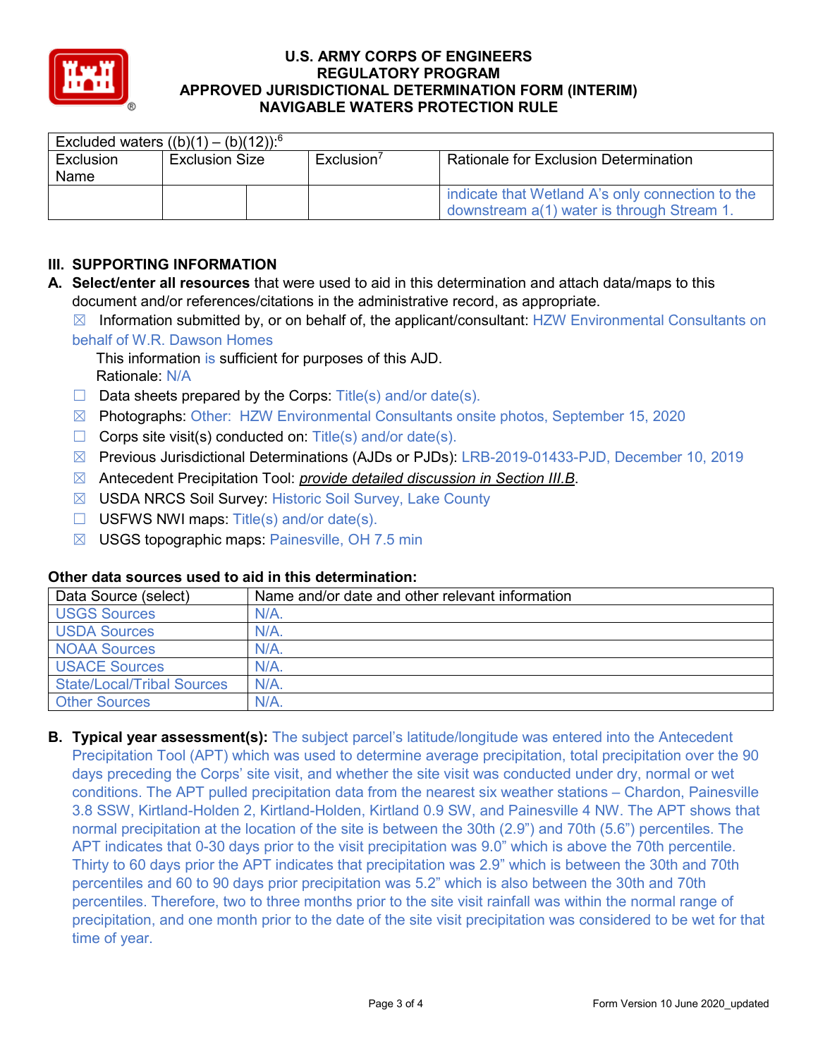**U.S. ARMY CORPS OF ENGINEERS**
**REGULATORY PROGRAM**
**APPROVED JURISDICTIONAL DETERMINATION FORM (INTERIM)**
**NAVIGABLE WATERS PROTECTION RULE**

| Excluded waters ((b)(1) – (b)(12)):[6] | | | | |
|---|---|---|---|---|
| Exclusion Name | Exclusion Size | | Exclusion[7] | Rationale for Exclusion Determination |
| | | | | indicate that Wetland A's only connection to the downstream a(1) water is through Stream 1. |

## III. SUPPORTING INFORMATION

**A. Select/enter all resources** that were used to aid in this determination and attach data/maps to this document and/or references/citations in the administrative record, as appropriate.

☒ Information submitted by, or on behalf of, the applicant/consultant: HZW Environmental Consultants on behalf of W.R. Dawson Homes
This information is sufficient for purposes of this AJD.
Rationale: N/A

☐ Data sheets prepared by the Corps: Title(s) and/or date(s).

☒ Photographs: Other: HZW Environmental Consultants onsite photos, September 15, 2020

☐ Corps site visit(s) conducted on: Title(s) and/or date(s).

☒ Previous Jurisdictional Determinations (AJDs or PJDs): LRB-2019-01433-PJD, December 10, 2019

☒ Antecedent Precipitation Tool: *provide detailed discussion in Section III.B*.

☒ USDA NRCS Soil Survey: Historic Soil Survey, Lake County

☐ USFWS NWI maps: Title(s) and/or date(s).

☒ USGS topographic maps: Painesville, OH 7.5 min

**Other data sources used to aid in this determination:**

| Data Source (select) | Name and/or date and other relevant information |
|---|---|
| USGS Sources | N/A. |
| USDA Sources | N/A. |
| NOAA Sources | N/A. |
| USACE Sources | N/A. |
| State/Local/Tribal Sources | N/A. |
| Other Sources | N/A. |

**B. Typical year assessment(s):** The subject parcel's latitude/longitude was entered into the Antecedent Precipitation Tool (APT) which was used to determine average precipitation, total precipitation over the 90 days preceding the Corps' site visit, and whether the site visit was conducted under dry, normal or wet conditions. The APT pulled precipitation data from the nearest six weather stations – Chardon, Painesville 3.8 SSW, Kirtland-Holden 2, Kirtland-Holden, Kirtland 0.9 SW, and Painesville 4 NW. The APT shows that normal precipitation at the location of the site is between the 30th (2.9") and 70th (5.6") percentiles. The APT indicates that 0-30 days prior to the visit precipitation was 9.0" which is above the 70th percentile. Thirty to 60 days prior the APT indicates that precipitation was 2.9" which is between the 30th and 70th percentiles and 60 to 90 days prior precipitation was 5.2" which is also between the 30th and 70th percentiles. Therefore, two to three months prior to the site visit rainfall was within the normal range of precipitation, and one month prior to the date of the site visit precipitation was considered to be wet for that time of year.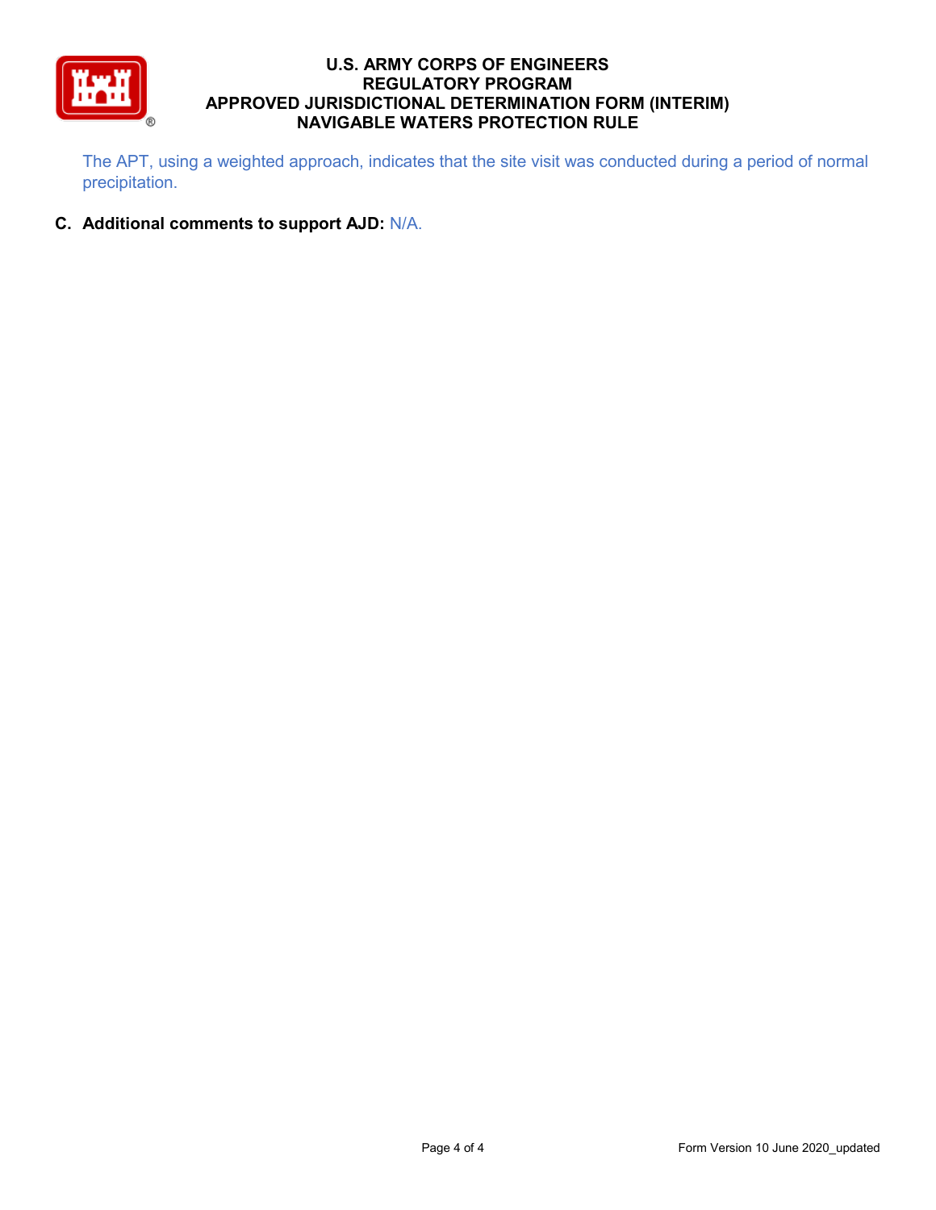The APT, using a weighted approach, indicates that the site visit was conducted during a period of normal precipitation.

**C. Additional comments to support AJD:** N/A.